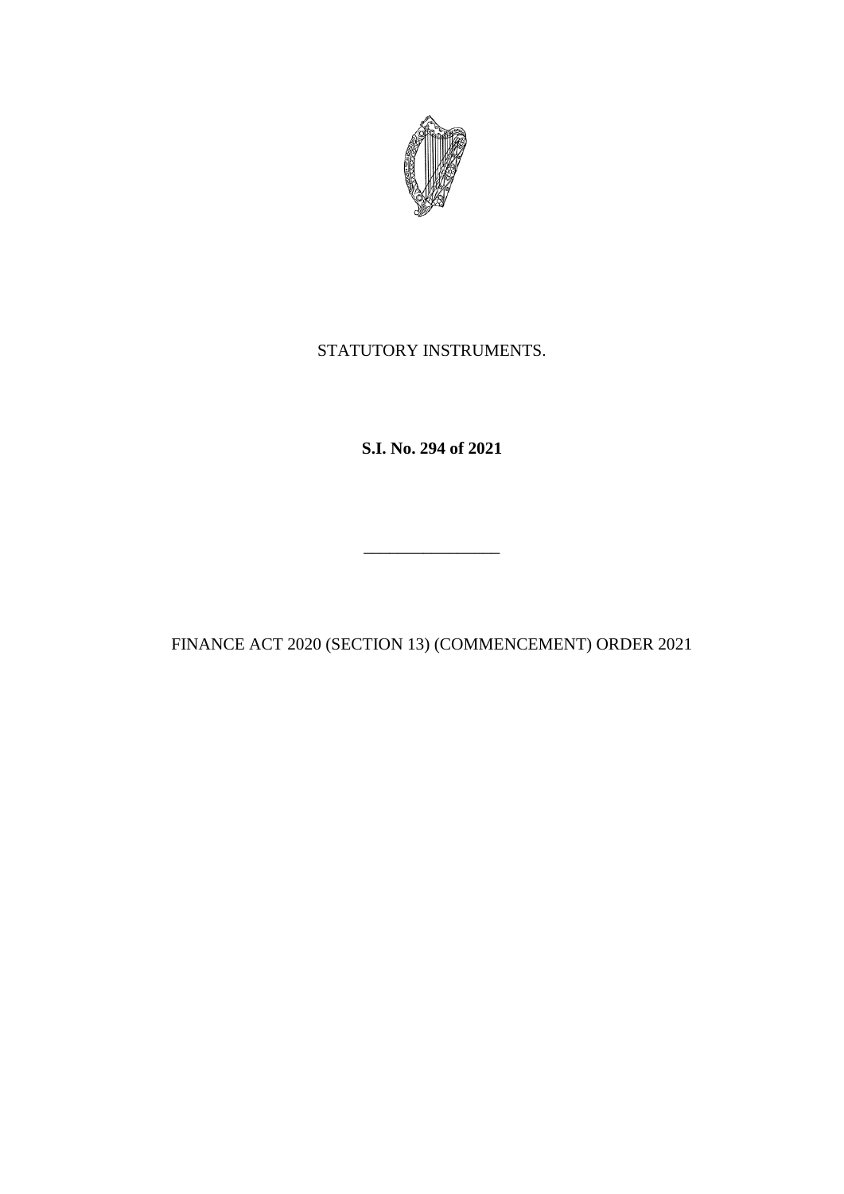STATUTORY INSTRUMENTS.

**S.I. No. 294 of 2021**

---

FINANCE ACT 2020 (SECTION 13) (COMMENCEMENT) ORDER 2021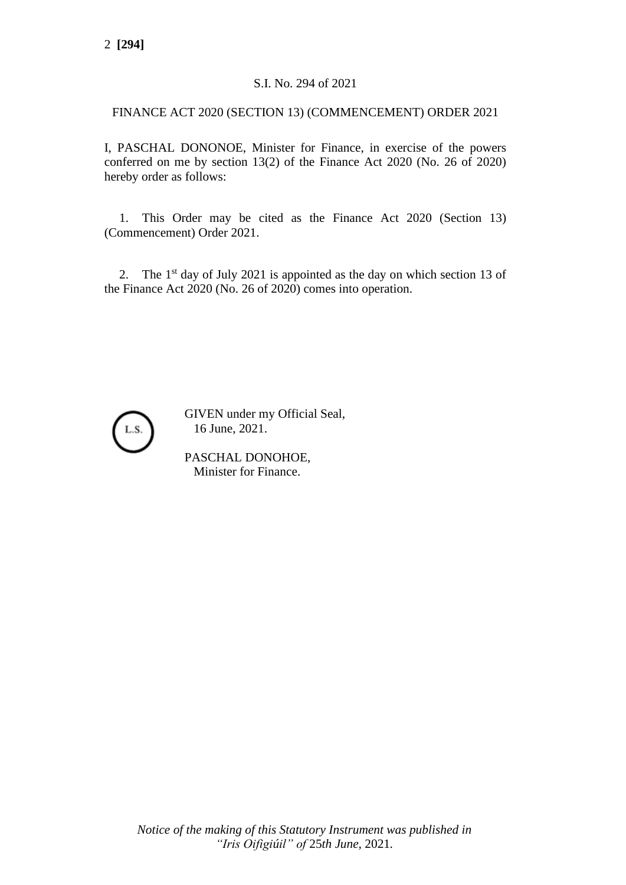S.I. No. 294 of 2021

FINANCE ACT 2020 (SECTION 13) (COMMENCEMENT) ORDER 2021

I, PASCHAL DONONOE, Minister for Finance, in exercise of the powers conferred on me by section 13(2) of the Finance Act 2020 (No. 26 of 2020) hereby order as follows:

1. This Order may be cited as the Finance Act 2020 (Section 13) (Commencement) Order 2021.

2. The 1st day of July 2021 is appointed as the day on which section 13 of the Finance Act 2020 (No. 26 of 2020) comes into operation.

L.S.

GIVEN under my Official Seal,
16 June, 2021.

PASCHAL DONOHOE,
Minister for Finance.

*Notice of the making of this Statutory Instrument was published in "Iris Oifigiúil" of* 25*th June,* 2021.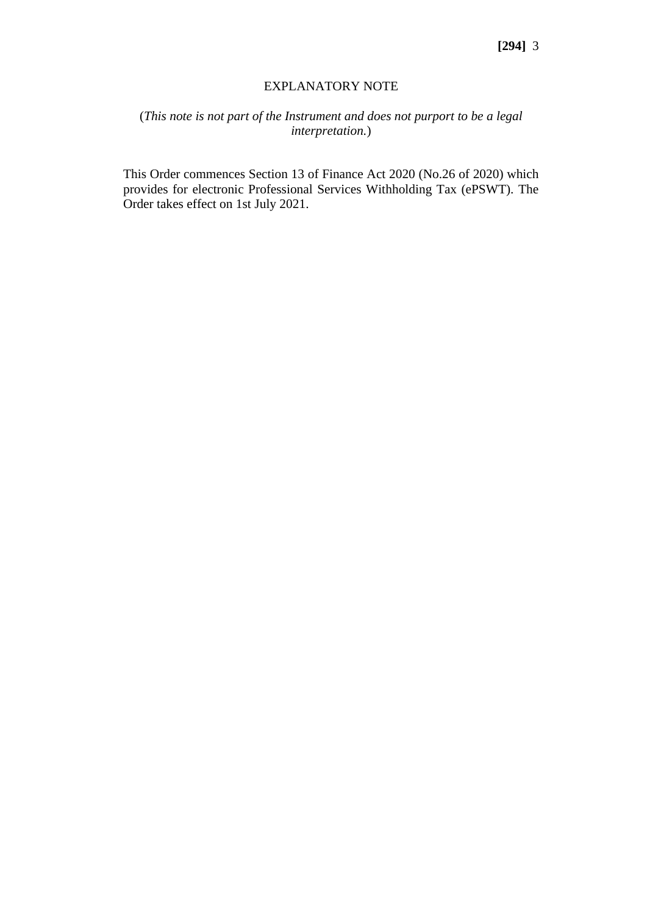## EXPLANATORY NOTE

(*This note is not part of the Instrument and does not purport to be a legal interpretation.*)

This Order commences Section 13 of Finance Act 2020 (No.26 of 2020) which provides for electronic Professional Services Withholding Tax (ePSWT). The Order takes effect on 1st July 2021.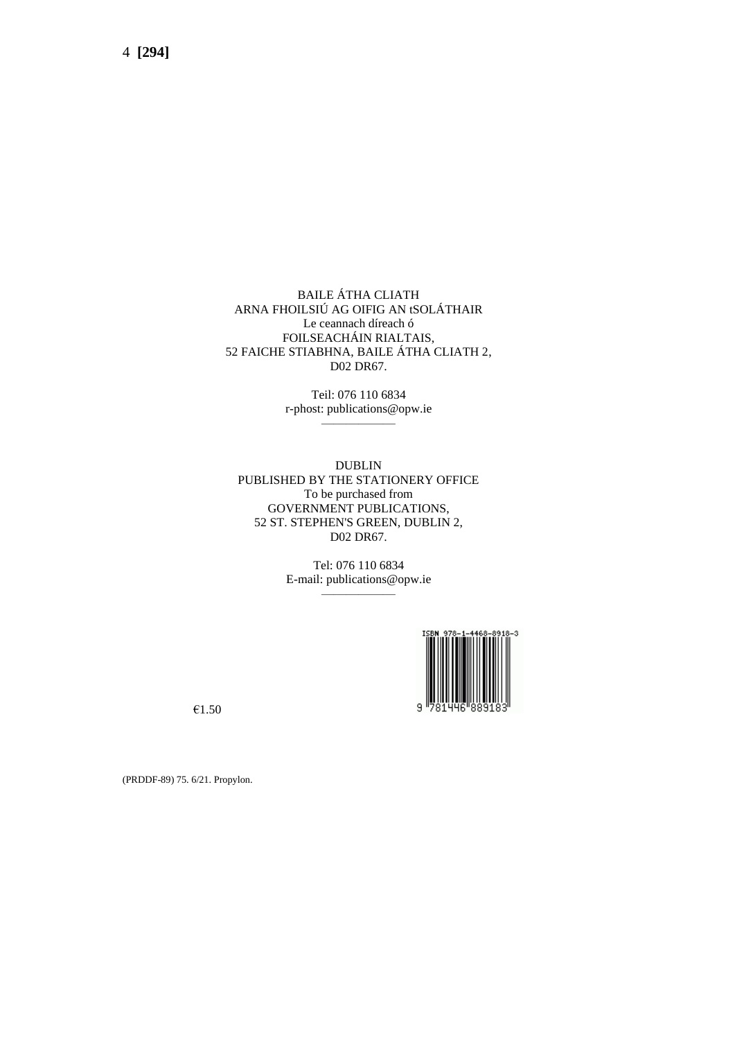[294]

BAILE ÁTHA CLIATH
ARNA FHOILSIÚ AG OIFIG AN tSOLÁTHAIR
Le ceannach díreach ó
FOILSEACHÁIN RIALTAIS,
52 FAICHE STIABHNA, BAILE ÁTHA CLIATH 2,
D02 DR67.

Teil: 076 110 6834
r-phost: publications@opw.ie

---

DUBLIN
PUBLISHED BY THE STATIONERY OFFICE
To be purchased from
GOVERNMENT PUBLICATIONS,
52 ST. STEPHEN'S GREEN, DUBLIN 2,
D02 DR67.

Tel: 076 110 6834
E-mail: publications@opw.ie

---

ISBN 978-1-4468-8918-3

9 781446 889183

€1.50

(PRDDF-89) 75. 6/21. Propylon.